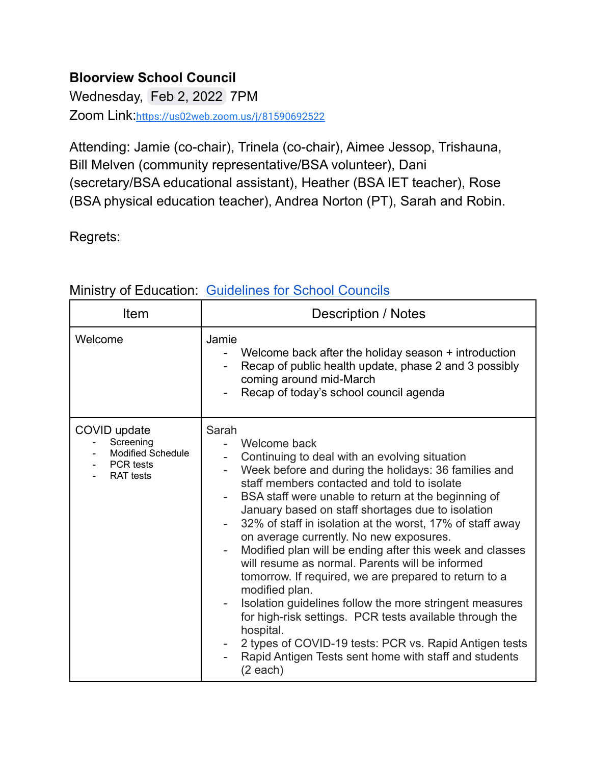**Bloorview School Council**

Wednesday, Feb 2, 2022 7PM

Zoom Link:https://us02web.zoom.us/j/81590692522

Attending: Jamie (co-chair), Trinela (co-chair), Aimee Jessop, Trishauna, Bill Melven (community representative/BSA volunteer), Dani (secretary/BSA educational assistant), Heather (BSA IET teacher), Rose (BSA physical education teacher), Andrea Norton (PT), Sarah and Robin.

Regrets:

Ministry of Education: Guidelines for School Councils

| Item | Description / Notes |
|---|---|
| Welcome | Jamie<br>- Welcome back after the holiday season + introduction<br>- Recap of public health update, phase 2 and 3 possibly coming around mid-March<br>- Recap of today's school council agenda |
| COVID update<br>- Screening<br>- Modified Schedule<br>- PCR tests<br>- RAT tests | Sarah<br>- Welcome back<br>- Continuing to deal with an evolving situation<br>- Week before and during the holidays: 36 families and staff members contacted and told to isolate<br>- BSA staff were unable to return at the beginning of January based on staff shortages due to isolation<br>- 32% of staff in isolation at the worst, 17% of staff away on average currently. No new exposures.<br>- Modified plan will be ending after this week and classes will resume as normal. Parents will be informed tomorrow. If required, we are prepared to return to a modified plan.<br>- Isolation guidelines follow the more stringent measures for high-risk settings. PCR tests available through the hospital.<br>- 2 types of COVID-19 tests: PCR vs. Rapid Antigen tests<br>- Rapid Antigen Tests sent home with staff and students (2 each) |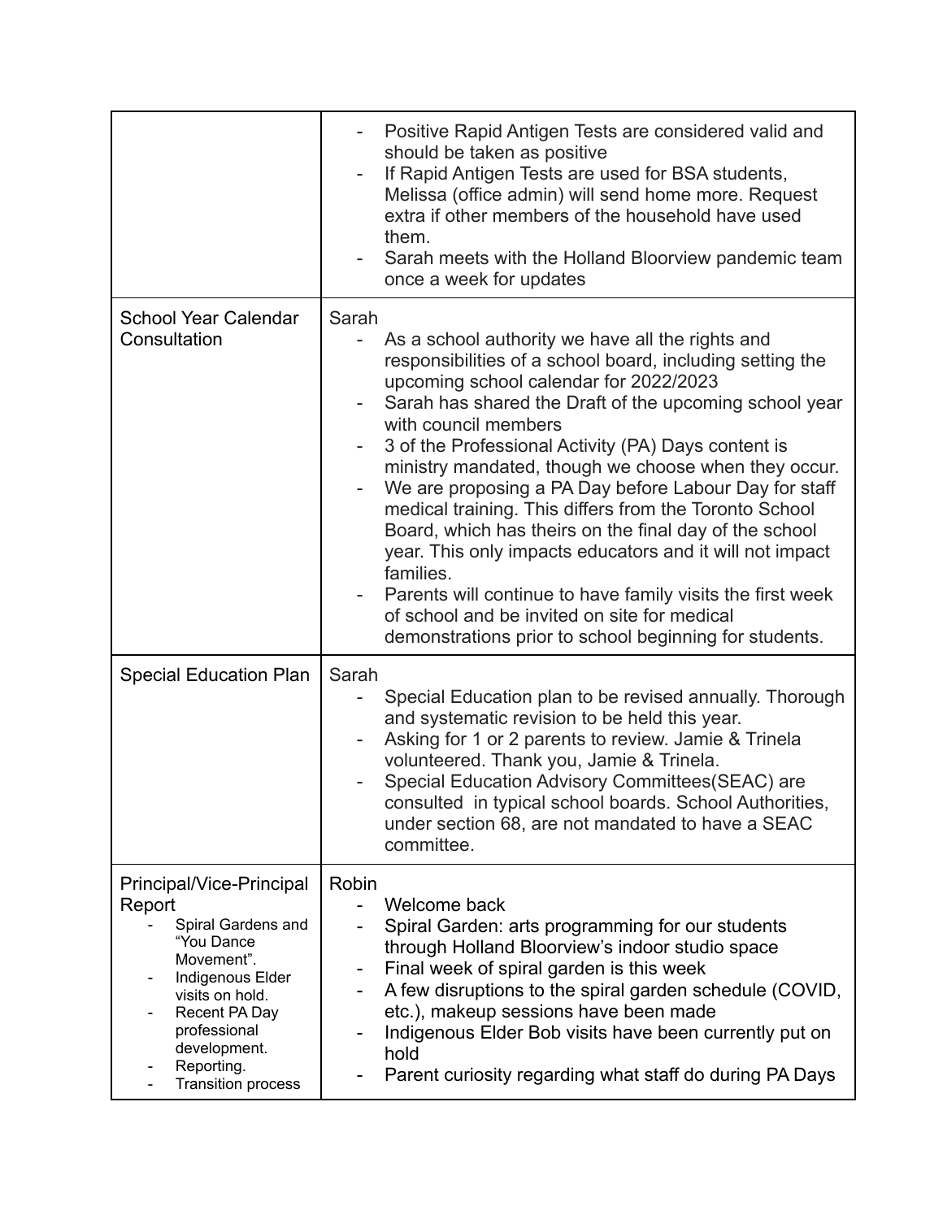| | |
|---|---|
| | - Positive Rapid Antigen Tests are considered valid and should be taken as positive<br>- If Rapid Antigen Tests are used for BSA students, Melissa (office admin) will send home more. Request extra if other members of the household have used them.<br>- Sarah meets with the Holland Bloorview pandemic team once a week for updates |
| School Year Calendar Consultation | Sarah<br>- As a school authority we have all the rights and responsibilities of a school board, including setting the upcoming school calendar for 2022/2023<br>- Sarah has shared the Draft of the upcoming school year with council members<br>- 3 of the Professional Activity (PA) Days content is ministry mandated, though we choose when they occur.<br>- We are proposing a PA Day before Labour Day for staff medical training. This differs from the Toronto School Board, which has theirs on the final day of the school year. This only impacts educators and it will not impact families.<br>- Parents will continue to have family visits the first week of school and be invited on site for medical demonstrations prior to school beginning for students. |
| Special Education Plan | Sarah<br>- Special Education plan to be revised annually. Thorough and systematic revision to be held this year.<br>- Asking for 1 or 2 parents to review. Jamie & Trinela volunteered. Thank you, Jamie & Trinela.<br>- Special Education Advisory Committees(SEAC) are consulted in typical school boards. School Authorities, under section 68, are not mandated to have a SEAC committee. |
| Principal/Vice-Principal Report<br>- Spiral Gardens and "You Dance Movement".<br>- Indigenous Elder visits on hold.<br>- Recent PA Day professional development.<br>- Reporting.<br>- Transition process | Robin<br>- Welcome back<br>- Spiral Garden: arts programming for our students through Holland Bloorview's indoor studio space<br>- Final week of spiral garden is this week<br>- A few disruptions to the spiral garden schedule (COVID, etc.), makeup sessions have been made<br>- Indigenous Elder Bob visits have been currently put on hold<br>- Parent curiosity regarding what staff do during PA Days |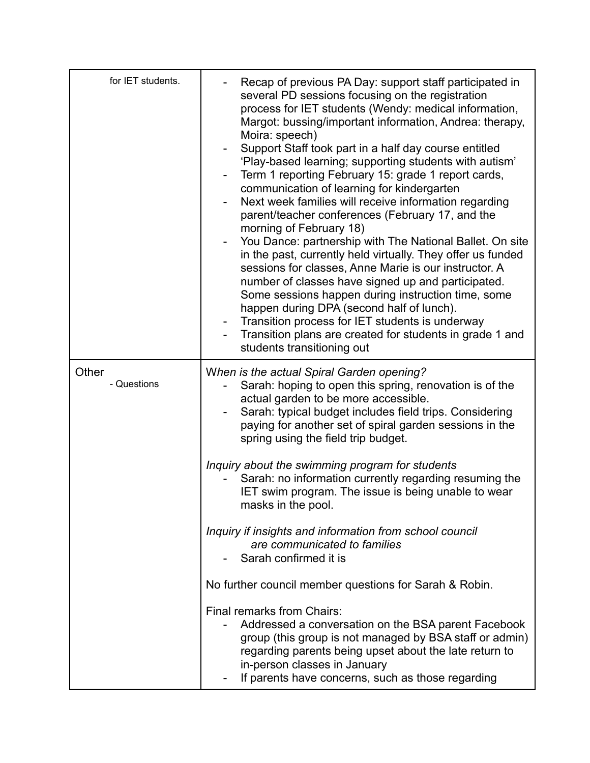| | |
|---|---|
| for IET students. | - Recap of previous PA Day: support staff participated in several PD sessions focusing on the registration process for IET students (Wendy: medical information, Margot: bussing/important information, Andrea: therapy, Moira: speech)<br>- Support Staff took part in a half day course entitled 'Play-based learning; supporting students with autism'<br>- Term 1 reporting February 15: grade 1 report cards, communication of learning for kindergarten<br>- Next week families will receive information regarding parent/teacher conferences (February 17, and the morning of February 18)<br>- You Dance: partnership with The National Ballet. On site in the past, currently held virtually. They offer us funded sessions for classes, Anne Marie is our instructor. A number of classes have signed up and participated. Some sessions happen during instruction time, some happen during DPA (second half of lunch).<br>- Transition process for IET students is underway<br>- Transition plans are created for students in grade 1 and students transitioning out |
| Other<br>- Questions | *When is the actual Spiral Garden opening?*<br>- Sarah: hoping to open this spring, renovation is of the actual garden to be more accessible.<br>- Sarah: typical budget includes field trips. Considering paying for another set of spiral garden sessions in the spring using the field trip budget.<br><br>*Inquiry about the swimming program for students*<br>- Sarah: no information currently regarding resuming the IET swim program. The issue is being unable to wear masks in the pool.<br><br>*Inquiry if insights and information from school council are communicated to families*<br>- Sarah confirmed it is<br><br>No further council member questions for Sarah & Robin.<br><br>Final remarks from Chairs:<br>- Addressed a conversation on the BSA parent Facebook group (this group is not managed by BSA staff or admin) regarding parents being upset about the late return to in-person classes in January<br>- If parents have concerns, such as those regarding |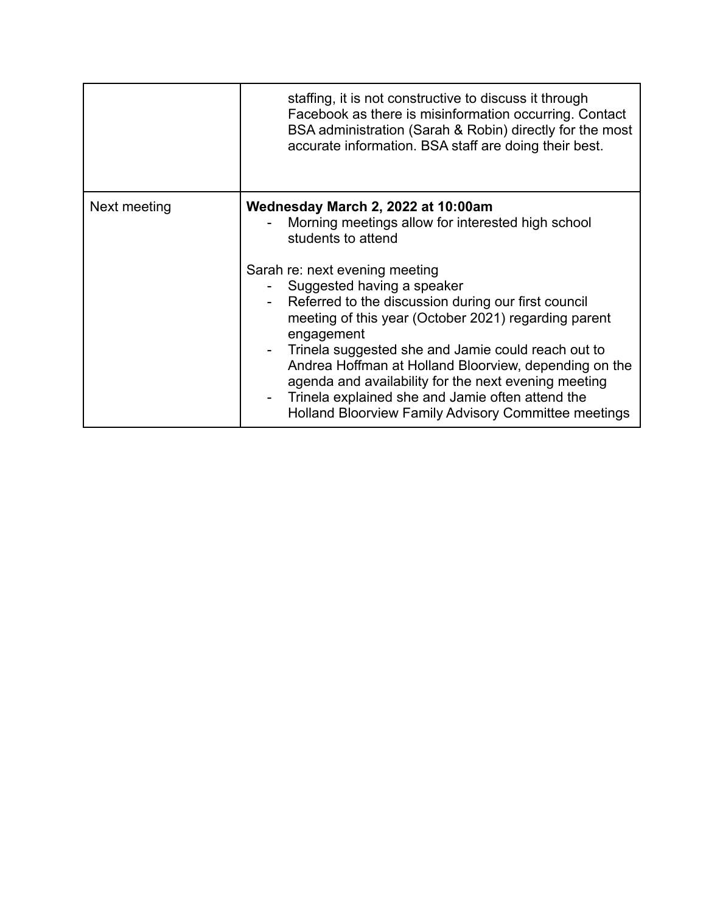| | |
|---|---|
| | staffing, it is not constructive to discuss it through Facebook as there is misinformation occurring. Contact BSA administration (Sarah & Robin) directly for the most accurate information. BSA staff are doing their best. |
| Next meeting | **Wednesday March 2, 2022 at 10:00am**<br>- Morning meetings allow for interested high school students to attend<br><br>Sarah re: next evening meeting<br>- Suggested having a speaker<br>- Referred to the discussion during our first council meeting of this year (October 2021) regarding parent engagement<br>- Trinela suggested she and Jamie could reach out to Andrea Hoffman at Holland Bloorview, depending on the agenda and availability for the next evening meeting<br>- Trinela explained she and Jamie often attend the Holland Bloorview Family Advisory Committee meetings |